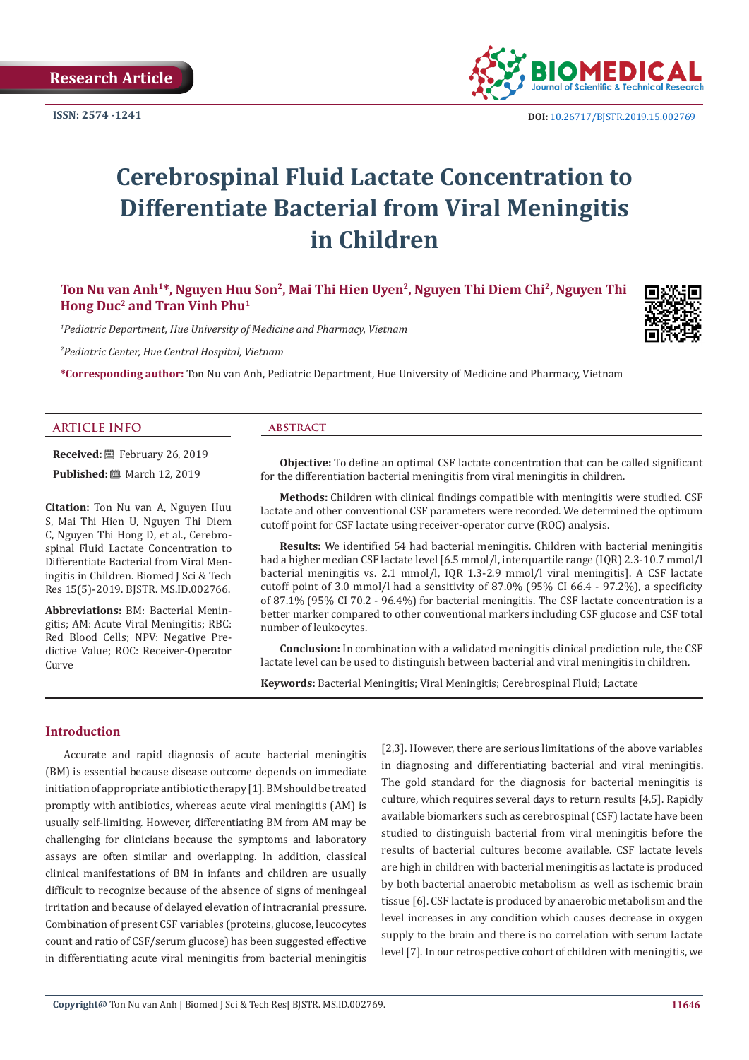Research Article

ISSN: 2574 -1241

DOI: 10.26717/BJSTR.2019.15.002769

# Cerebrospinal Fluid Lactate Concentration to Differentiate Bacterial from Viral Meningitis in Children

**Ton Nu van Anh[1]\*, Nguyen Huu Son[2], Mai Thi Hien Uyen[2], Nguyen Thi Diem Chi[2], Nguyen Thi Hong Duc[2] and Tran Vinh Phu[1]**

*[1]Pediatric Department, Hue University of Medicine and Pharmacy, Vietnam*

*[2]Pediatric Center, Hue Central Hospital, Vietnam*

**\*Corresponding author:** Ton Nu van Anh, Pediatric Department, Hue University of Medicine and Pharmacy, Vietnam

## ARTICLE INFO

**Received:** February 26, 2019

**Published:** March 12, 2019

**Citation:** Ton Nu van A, Nguyen Huu S, Mai Thi Hien U, Nguyen Thi Diem C, Nguyen Thi Hong D, et al., Cerebrospinal Fluid Lactate Concentration to Differentiate Bacterial from Viral Meningitis in Children. Biomed J Sci & Tech Res 15(5)-2019. BJSTR. MS.ID.002766.

**Abbreviations:** BM: Bacterial Meningitis; AM: Acute Viral Meningitis; RBC: Red Blood Cells; NPV: Negative Predictive Value; ROC: Receiver-Operator Curve

## ABSTRACT

**Objective:** To define an optimal CSF lactate concentration that can be called significant for the differentiation bacterial meningitis from viral meningitis in children.

**Methods:** Children with clinical findings compatible with meningitis were studied. CSF lactate and other conventional CSF parameters were recorded. We determined the optimum cutoff point for CSF lactate using receiver-operator curve (ROC) analysis.

**Results:** We identified 54 had bacterial meningitis. Children with bacterial meningitis had a higher median CSF lactate level [6.5 mmol/l, interquartile range (IQR) 2.3-10.7 mmol/l bacterial meningitis vs. 2.1 mmol/l, IQR 1.3-2.9 mmol/l viral meningitis]. A CSF lactate cutoff point of 3.0 mmol/l had a sensitivity of 87.0% (95% CI 66.4 - 97.2%), a specificity of 87.1% (95% CI 70.2 - 96.4%) for bacterial meningitis. The CSF lactate concentration is a better marker compared to other conventional markers including CSF glucose and CSF total number of leukocytes.

**Conclusion:** In combination with a validated meningitis clinical prediction rule, the CSF lactate level can be used to distinguish between bacterial and viral meningitis in children.

**Keywords:** Bacterial Meningitis; Viral Meningitis; Cerebrospinal Fluid; Lactate

## Introduction

Accurate and rapid diagnosis of acute bacterial meningitis (BM) is essential because disease outcome depends on immediate initiation of appropriate antibiotic therapy [1]. BM should be treated promptly with antibiotics, whereas acute viral meningitis (AM) is usually self-limiting. However, differentiating BM from AM may be challenging for clinicians because the symptoms and laboratory assays are often similar and overlapping. In addition, classical clinical manifestations of BM in infants and children are usually difficult to recognize because of the absence of signs of meningeal irritation and because of delayed elevation of intracranial pressure. Combination of present CSF variables (proteins, glucose, leucocytes count and ratio of CSF/serum glucose) has been suggested effective in differentiating acute viral meningitis from bacterial meningitis [2,3]. However, there are serious limitations of the above variables in diagnosing and differentiating bacterial and viral meningitis. The gold standard for the diagnosis for bacterial meningitis is culture, which requires several days to return results [4,5]. Rapidly available biomarkers such as cerebrospinal (CSF) lactate have been studied to distinguish bacterial from viral meningitis before the results of bacterial cultures become available. CSF lactate levels are high in children with bacterial meningitis as lactate is produced by both bacterial anaerobic metabolism as well as ischemic brain tissue [6]. CSF lactate is produced by anaerobic metabolism and the level increases in any condition which causes decrease in oxygen supply to the brain and there is no correlation with serum lactate level [7]. In our retrospective cohort of children with meningitis, we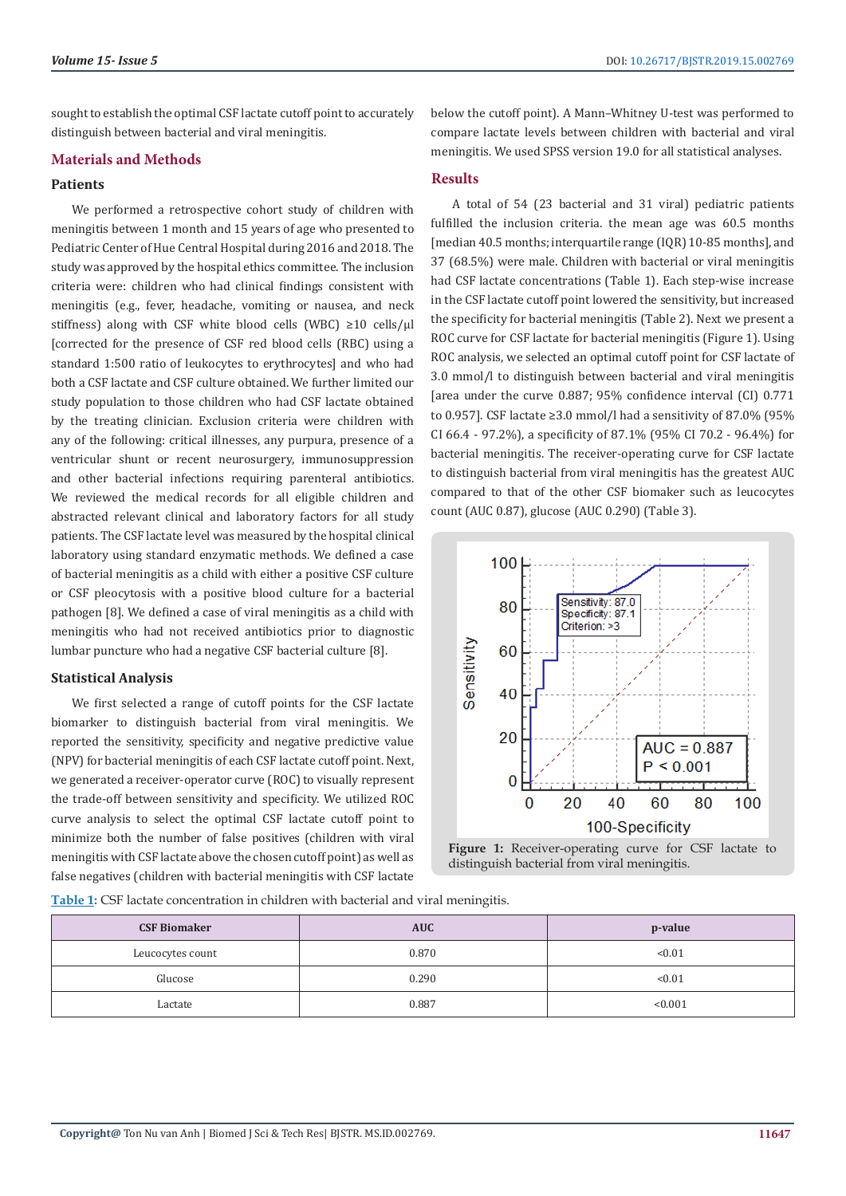sought to establish the optimal CSF lactate cutoff point to accurately distinguish between bacterial and viral meningitis.

## Materials and Methods

### Patients

We performed a retrospective cohort study of children with meningitis between 1 month and 15 years of age who presented to Pediatric Center of Hue Central Hospital during 2016 and 2018. The study was approved by the hospital ethics committee. The inclusion criteria were: children who had clinical findings consistent with meningitis (e.g., fever, headache, vomiting or nausea, and neck stiffness) along with CSF white blood cells (WBC) ≥10 cells/μl [corrected for the presence of CSF red blood cells (RBC) using a standard 1:500 ratio of leukocytes to erythrocytes] and who had both a CSF lactate and CSF culture obtained. We further limited our study population to those children who had CSF lactate obtained by the treating clinician. Exclusion criteria were children with any of the following: critical illnesses, any purpura, presence of a ventricular shunt or recent neurosurgery, immunosuppression and other bacterial infections requiring parenteral antibiotics. We reviewed the medical records for all eligible children and abstracted relevant clinical and laboratory factors for all study patients. The CSF lactate level was measured by the hospital clinical laboratory using standard enzymatic methods. We defined a case of bacterial meningitis as a child with either a positive CSF culture or CSF pleocytosis with a positive blood culture for a bacterial pathogen [8]. We defined a case of viral meningitis as a child with meningitis who had not received antibiotics prior to diagnostic lumbar puncture who had a negative CSF bacterial culture [8].

### Statistical Analysis

We first selected a range of cutoff points for the CSF lactate biomarker to distinguish bacterial from viral meningitis. We reported the sensitivity, specificity and negative predictive value (NPV) for bacterial meningitis of each CSF lactate cutoff point. Next, we generated a receiver-operator curve (ROC) to visually represent the trade-off between sensitivity and specificity. We utilized ROC curve analysis to select the optimal CSF lactate cutoff point to minimize both the number of false positives (children with viral meningitis with CSF lactate above the chosen cutoff point) as well as false negatives (children with bacterial meningitis with CSF lactate below the cutoff point). A Mann–Whitney U-test was performed to compare lactate levels between children with bacterial and viral meningitis. We used SPSS version 19.0 for all statistical analyses.

## Results

A total of 54 (23 bacterial and 31 viral) pediatric patients fulfilled the inclusion criteria. the mean age was 60.5 months [median 40.5 months; interquartile range (IQR) 10-85 months], and 37 (68.5%) were male. Children with bacterial or viral meningitis had CSF lactate concentrations (Table 1). Each step-wise increase in the CSF lactate cutoff point lowered the sensitivity, but increased the specificity for bacterial meningitis (Table 2). Next we present a ROC curve for CSF lactate for bacterial meningitis (Figure 1). Using ROC analysis, we selected an optimal cutoff point for CSF lactate of 3.0 mmol/l to distinguish between bacterial and viral meningitis [area under the curve 0.887; 95% confidence interval (CI) 0.771 to 0.957]. CSF lactate ≥3.0 mmol/l had a sensitivity of 87.0% (95% CI 66.4 - 97.2%), a specificity of 87.1% (95% CI 70.2 - 96.4%) for bacterial meningitis. The receiver-operating curve for CSF lactate to distinguish bacterial from viral meningitis has the greatest AUC compared to that of the other CSF biomaker such as leucocytes count (AUC 0.87), glucose (AUC 0.290) (Table 3).

Figure 1: Receiver-operating curve for CSF lactate to distinguish bacterial from viral meningitis.

Table 1: CSF lactate concentration in children with bacterial and viral meningitis.

| CSF Biomaker | AUC | p-value |
|---|---|---|
| Leucocytes count | 0.870 | <0.01 |
| Glucose | 0.290 | <0.01 |
| Lactate | 0.887 | <0.001 |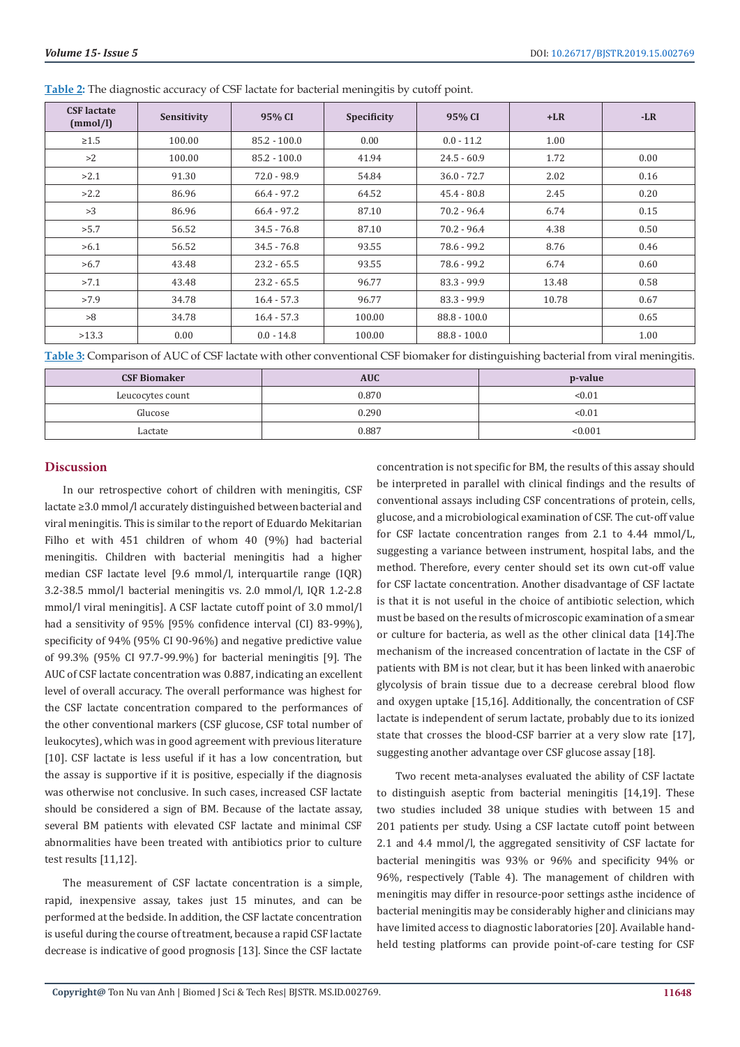**Table 2:** The diagnostic accuracy of CSF lactate for bacterial meningitis by cutoff point.

| CSF lactate (mmol/l) | Sensitivity | 95% CI | Specificity | 95% CI | +LR | -LR |
|---|---|---|---|---|---|---|
| ≥1.5 | 100.00 | 85.2 - 100.0 | 0.00 | 0.0 - 11.2 | 1.00 | |
| >2 | 100.00 | 85.2 - 100.0 | 41.94 | 24.5 - 60.9 | 1.72 | 0.00 |
| >2.1 | 91.30 | 72.0 - 98.9 | 54.84 | 36.0 - 72.7 | 2.02 | 0.16 |
| >2.2 | 86.96 | 66.4 - 97.2 | 64.52 | 45.4 - 80.8 | 2.45 | 0.20 |
| >3 | 86.96 | 66.4 - 97.2 | 87.10 | 70.2 - 96.4 | 6.74 | 0.15 |
| >5.7 | 56.52 | 34.5 - 76.8 | 87.10 | 70.2 - 96.4 | 4.38 | 0.50 |
| >6.1 | 56.52 | 34.5 - 76.8 | 93.55 | 78.6 - 99.2 | 8.76 | 0.46 |
| >6.7 | 43.48 | 23.2 - 65.5 | 93.55 | 78.6 - 99.2 | 6.74 | 0.60 |
| >7.1 | 43.48 | 23.2 - 65.5 | 96.77 | 83.3 - 99.9 | 13.48 | 0.58 |
| >7.9 | 34.78 | 16.4 - 57.3 | 96.77 | 83.3 - 99.9 | 10.78 | 0.67 |
| >8 | 34.78 | 16.4 - 57.3 | 100.00 | 88.8 - 100.0 | | 0.65 |
| >13.3 | 0.00 | 0.0 - 14.8 | 100.00 | 88.8 - 100.0 | | 1.00 |

**Table 3:** Comparison of AUC of CSF lactate with other conventional CSF biomaker for distinguishing bacterial from viral meningitis.

| CSF Biomaker | AUC | p-value |
|---|---|---|
| Leucocytes count | 0.870 | <0.01 |
| Glucose | 0.290 | <0.01 |
| Lactate | 0.887 | <0.001 |

## Discussion

In our retrospective cohort of children with meningitis, CSF lactate ≥3.0 mmol/l accurately distinguished between bacterial and viral meningitis. This is similar to the report of Eduardo Mekitarian Filho et with 451 children of whom 40 (9%) had bacterial meningitis. Children with bacterial meningitis had a higher median CSF lactate level [9.6 mmol/l, interquartile range (IQR) 3.2-38.5 mmol/l bacterial meningitis vs. 2.0 mmol/l, IQR 1.2-2.8 mmol/l viral meningitis]. A CSF lactate cutoff point of 3.0 mmol/l had a sensitivity of 95% [95% confidence interval (CI) 83-99%), specificity of 94% (95% CI 90-96%) and negative predictive value of 99.3% (95% CI 97.7-99.9%) for bacterial meningitis [9]. The AUC of CSF lactate concentration was 0.887, indicating an excellent level of overall accuracy. The overall performance was highest for the CSF lactate concentration compared to the performances of the other conventional markers (CSF glucose, CSF total number of leukocytes), which was in good agreement with previous literature [10]. CSF lactate is less useful if it has a low concentration, but the assay is supportive if it is positive, especially if the diagnosis was otherwise not conclusive. In such cases, increased CSF lactate should be considered a sign of BM. Because of the lactate assay, several BM patients with elevated CSF lactate and minimal CSF abnormalities have been treated with antibiotics prior to culture test results [11,12].

The measurement of CSF lactate concentration is a simple, rapid, inexpensive assay, takes just 15 minutes, and can be performed at the bedside. In addition, the CSF lactate concentration is useful during the course of treatment, because a rapid CSF lactate decrease is indicative of good prognosis [13]. Since the CSF lactate concentration is not specific for BM, the results of this assay should be interpreted in parallel with clinical findings and the results of conventional assays including CSF concentrations of protein, cells, glucose, and a microbiological examination of CSF. The cut-off value for CSF lactate concentration ranges from 2.1 to 4.44 mmol/L, suggesting a variance between instrument, hospital labs, and the method. Therefore, every center should set its own cut-off value for CSF lactate concentration. Another disadvantage of CSF lactate is that it is not useful in the choice of antibiotic selection, which must be based on the results of microscopic examination of a smear or culture for bacteria, as well as the other clinical data [14].The mechanism of the increased concentration of lactate in the CSF of patients with BM is not clear, but it has been linked with anaerobic glycolysis of brain tissue due to a decrease cerebral blood flow and oxygen uptake [15,16]. Additionally, the concentration of CSF lactate is independent of serum lactate, probably due to its ionized state that crosses the blood-CSF barrier at a very slow rate [17], suggesting another advantage over CSF glucose assay [18].

Two recent meta-analyses evaluated the ability of CSF lactate to distinguish aseptic from bacterial meningitis [14,19]. These two studies included 38 unique studies with between 15 and 201 patients per study. Using a CSF lactate cutoff point between 2.1 and 4.4 mmol/l, the aggregated sensitivity of CSF lactate for bacterial meningitis was 93% or 96% and specificity 94% or 96%, respectively (Table 4). The management of children with meningitis may differ in resource-poor settings asthe incidence of bacterial meningitis may be considerably higher and clinicians may have limited access to diagnostic laboratories [20]. Available hand-held testing platforms can provide point-of-care testing for CSF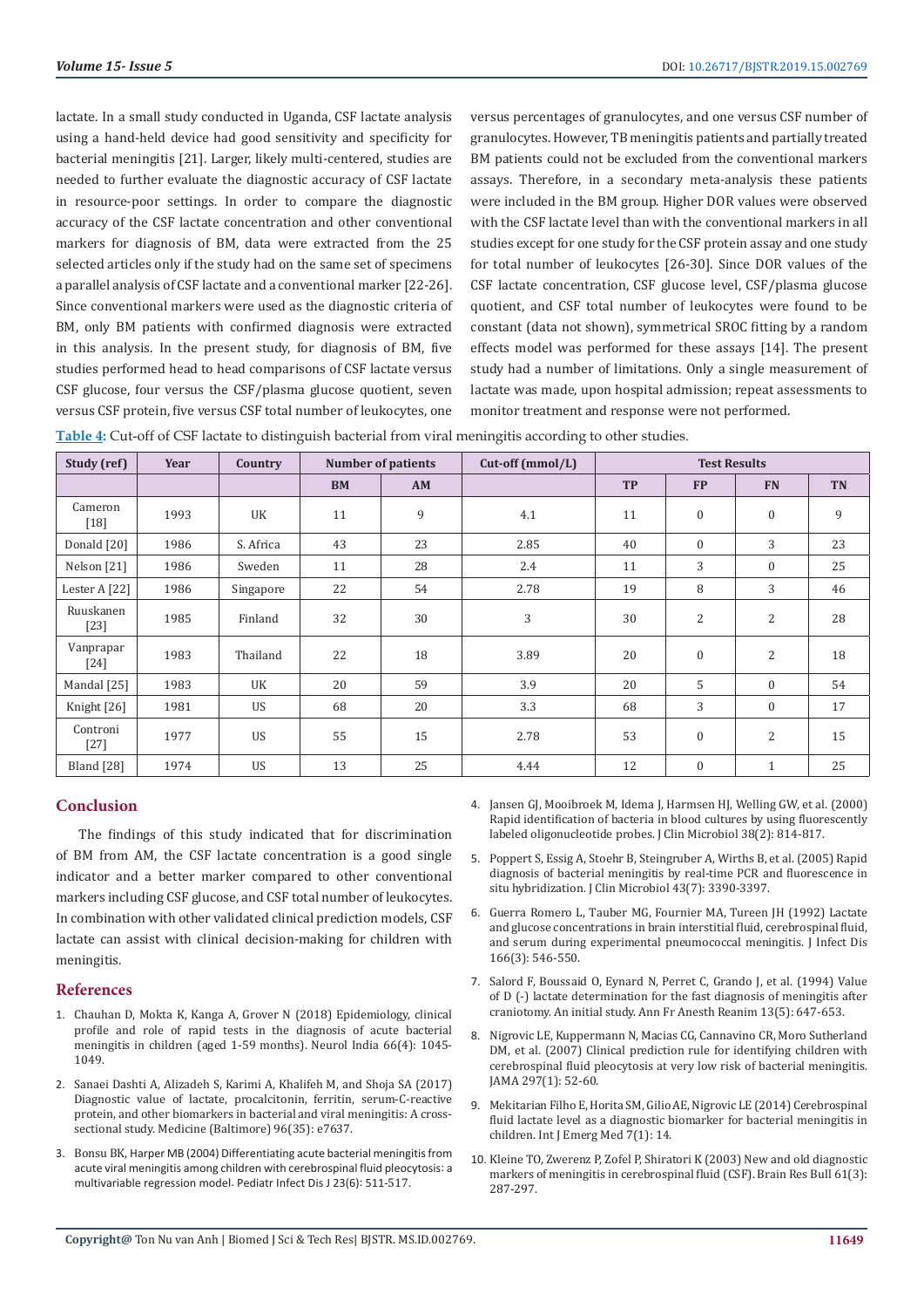lactate. In a small study conducted in Uganda, CSF lactate analysis using a hand-held device had good sensitivity and specificity for bacterial meningitis [21]. Larger, likely multi-centered, studies are needed to further evaluate the diagnostic accuracy of CSF lactate in resource-poor settings. In order to compare the diagnostic accuracy of the CSF lactate concentration and other conventional markers for diagnosis of BM, data were extracted from the 25 selected articles only if the study had on the same set of specimens a parallel analysis of CSF lactate and a conventional marker [22-26]. Since conventional markers were used as the diagnostic criteria of BM, only BM patients with confirmed diagnosis were extracted in this analysis. In the present study, for diagnosis of BM, five studies performed head to head comparisons of CSF lactate versus CSF glucose, four versus the CSF/plasma glucose quotient, seven versus CSF protein, five versus CSF total number of leukocytes, one versus percentages of granulocytes, and one versus CSF number of granulocytes. However, TB meningitis patients and partially treated BM patients could not be excluded from the conventional markers assays. Therefore, in a secondary meta-analysis these patients were included in the BM group. Higher DOR values were observed with the CSF lactate level than with the conventional markers in all studies except for one study for the CSF protein assay and one study for total number of leukocytes [26-30]. Since DOR values of the CSF lactate concentration, CSF glucose level, CSF/plasma glucose quotient, and CSF total number of leukocytes were found to be constant (data not shown), symmetrical SROC fitting by a random effects model was performed for these assays [14]. The present study had a number of limitations. Only a single measurement of lactate was made, upon hospital admission; repeat assessments to monitor treatment and response were not performed.

**Table 4:** Cut-off of CSF lactate to distinguish bacterial from viral meningitis according to other studies.

| Study (ref) | Year | Country | Number of patients | | Cut-off (mmol/L) | Test Results | | | |
|---|---|---|---|---|---|---|---|---|---|
| | | | BM | AM | | TP | FP | FN | TN |
| Cameron [18] | 1993 | UK | 11 | 9 | 4.1 | 11 | 0 | 0 | 9 |
| Donald [20] | 1986 | S. Africa | 43 | 23 | 2.85 | 40 | 0 | 3 | 23 |
| Nelson [21] | 1986 | Sweden | 11 | 28 | 2.4 | 11 | 3 | 0 | 25 |
| Lester A [22] | 1986 | Singapore | 22 | 54 | 2.78 | 19 | 8 | 3 | 46 |
| Ruuskanen [23] | 1985 | Finland | 32 | 30 | 3 | 30 | 2 | 2 | 28 |
| Vanprapar [24] | 1983 | Thailand | 22 | 18 | 3.89 | 20 | 0 | 2 | 18 |
| Mandal [25] | 1983 | UK | 20 | 59 | 3.9 | 20 | 5 | 0 | 54 |
| Knight [26] | 1981 | US | 68 | 20 | 3.3 | 68 | 3 | 0 | 17 |
| Controni [27] | 1977 | US | 55 | 15 | 2.78 | 53 | 0 | 2 | 15 |
| Bland [28] | 1974 | US | 13 | 25 | 4.44 | 12 | 0 | 1 | 25 |

## Conclusion

The findings of this study indicated that for discrimination of BM from AM, the CSF lactate concentration is a good single indicator and a better marker compared to other conventional markers including CSF glucose, and CSF total number of leukocytes. In combination with other validated clinical prediction models, CSF lactate can assist with clinical decision-making for children with meningitis.

## References

1. Chauhan D, Mokta K, Kanga A, Grover N (2018) Epidemiology, clinical profile and role of rapid tests in the diagnosis of acute bacterial meningitis in children (aged 1-59 months). Neurol India 66(4): 1045-1049.
2. Sanaei Dashti A, Alizadeh S, Karimi A, Khalifeh M, and Shoja SA (2017) Diagnostic value of lactate, procalcitonin, ferritin, serum-C-reactive protein, and other biomarkers in bacterial and viral meningitis: A cross-sectional study. Medicine (Baltimore) 96(35): e7637.
3. Bonsu BK, Harper MB (2004) Differentiating acute bacterial meningitis from acute viral meningitis among children with cerebrospinal fluid pleocytosis: a multivariable regression model. Pediatr Infect Dis J 23(6): 511-517.
4. Jansen GJ, Mooibroek M, Idema J, Harmsen HJ, Welling GW, et al. (2000) Rapid identification of bacteria in blood cultures by using fluorescently labeled oligonucleotide probes. J Clin Microbiol 38(2): 814-817.
5. Poppert S, Essig A, Stoehr B, Steingruber A, Wirths B, et al. (2005) Rapid diagnosis of bacterial meningitis by real-time PCR and fluorescence in situ hybridization. J Clin Microbiol 43(7): 3390-3397.
6. Guerra Romero L, Tauber MG, Fournier MA, Tureen JH (1992) Lactate and glucose concentrations in brain interstitial fluid, cerebrospinal fluid, and serum during experimental pneumococcal meningitis. J Infect Dis 166(3): 546-550.
7. Salord F, Boussaid O, Eynard N, Perret C, Grando J, et al. (1994) Value of D (-) lactate determination for the fast diagnosis of meningitis after craniotomy. An initial study. Ann Fr Anesth Reanim 13(5): 647-653.
8. Nigrovic LE, Kuppermann N, Macias CG, Cannavino CR, Moro Sutherland DM, et al. (2007) Clinical prediction rule for identifying children with cerebrospinal fluid pleocytosis at very low risk of bacterial meningitis. JAMA 297(1): 52-60.
9. Mekitarian Filho E, Horita SM, Gilio AE, Nigrovic LE (2014) Cerebrospinal fluid lactate level as a diagnostic biomarker for bacterial meningitis in children. Int J Emerg Med 7(1): 14.
10. Kleine TO, Zwerenz P, Zofel P, Shiratori K (2003) New and old diagnostic markers of meningitis in cerebrospinal fluid (CSF). Brain Res Bull 61(3): 287-297.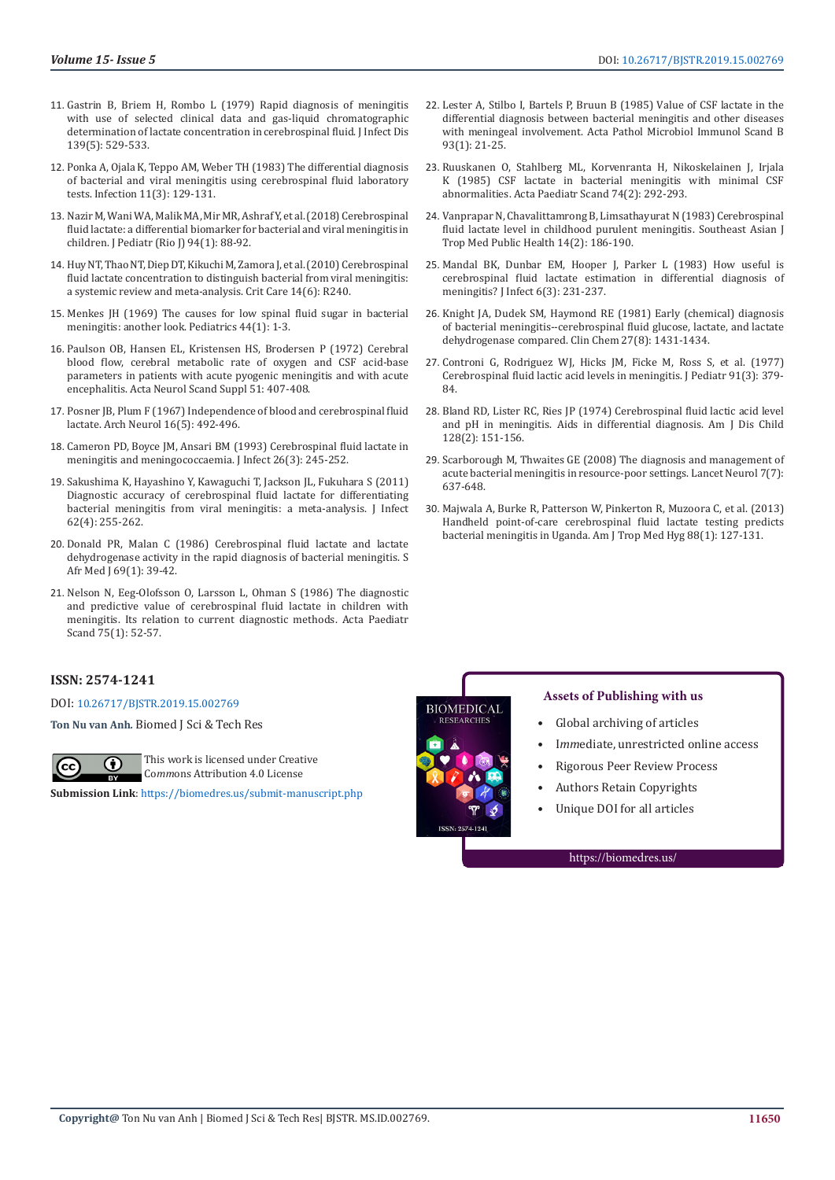11. Gastrin B, Briem H, Rombo L (1979) Rapid diagnosis of meningitis with use of selected clinical data and gas-liquid chromatographic determination of lactate concentration in cerebrospinal fluid. J Infect Dis 139(5): 529-533.
12. Ponka A, Ojala K, Teppo AM, Weber TH (1983) The differential diagnosis of bacterial and viral meningitis using cerebrospinal fluid laboratory tests. Infection 11(3): 129-131.
13. Nazir M, Wani WA, Malik MA, Mir MR, Ashraf Y, et al. (2018) Cerebrospinal fluid lactate: a differential biomarker for bacterial and viral meningitis in children. J Pediatr (Rio J) 94(1): 88-92.
14. Huy NT, Thao NT, Diep DT, Kikuchi M, Zamora J, et al. (2010) Cerebrospinal fluid lactate concentration to distinguish bacterial from viral meningitis: a systemic review and meta-analysis. Crit Care 14(6): R240.
15. Menkes JH (1969) The causes for low spinal fluid sugar in bacterial meningitis: another look. Pediatrics 44(1): 1-3.
16. Paulson OB, Hansen EL, Kristensen HS, Brodersen P (1972) Cerebral blood flow, cerebral metabolic rate of oxygen and CSF acid-base parameters in patients with acute pyogenic meningitis and with acute encephalitis. Acta Neurol Scand Suppl 51: 407-408.
17. Posner JB, Plum F (1967) Independence of blood and cerebrospinal fluid lactate. Arch Neurol 16(5): 492-496.
18. Cameron PD, Boyce JM, Ansari BM (1993) Cerebrospinal fluid lactate in meningitis and meningococcaemia. J Infect 26(3): 245-252.
19. Sakushima K, Hayashino Y, Kawaguchi T, Jackson JL, Fukuhara S (2011) Diagnostic accuracy of cerebrospinal fluid lactate for differentiating bacterial meningitis from viral meningitis: a meta-analysis. J Infect 62(4): 255-262.
20. Donald PR, Malan C (1986) Cerebrospinal fluid lactate and lactate dehydrogenase activity in the rapid diagnosis of bacterial meningitis. S Afr Med J 69(1): 39-42.
21. Nelson N, Eeg-Olofsson O, Larsson L, Ohman S (1986) The diagnostic and predictive value of cerebrospinal fluid lactate in children with meningitis. Its relation to current diagnostic methods. Acta Paediatr Scand 75(1): 52-57.
22. Lester A, Stilbo I, Bartels P, Bruun B (1985) Value of CSF lactate in the differential diagnosis between bacterial meningitis and other diseases with meningeal involvement. Acta Pathol Microbiol Immunol Scand B 93(1): 21-25.
23. Ruuskanen O, Stahlberg ML, Korvenranta H, Nikoskelainen J, Irjala K (1985) CSF lactate in bacterial meningitis with minimal CSF abnormalities. Acta Paediatr Scand 74(2): 292-293.
24. Vanprapar N, Chavalittamrong B, Limsathayurat N (1983) Cerebrospinal fluid lactate level in childhood purulent meningitis. Southeast Asian J Trop Med Public Health 14(2): 186-190.
25. Mandal BK, Dunbar EM, Hooper J, Parker L (1983) How useful is cerebrospinal fluid lactate estimation in differential diagnosis of meningitis? J Infect 6(3): 231-237.
26. Knight JA, Dudek SM, Haymond RE (1981) Early (chemical) diagnosis of bacterial meningitis--cerebrospinal fluid glucose, lactate, and lactate dehydrogenase compared. Clin Chem 27(8): 1431-1434.
27. Controni G, Rodriguez WJ, Hicks JM, Ficke M, Ross S, et al. (1977) Cerebrospinal fluid lactic acid levels in meningitis. J Pediatr 91(3): 379-84.
28. Bland RD, Lister RC, Ries JP (1974) Cerebrospinal fluid lactic acid level and pH in meningitis. Aids in differential diagnosis. Am J Dis Child 128(2): 151-156.
29. Scarborough M, Thwaites GE (2008) The diagnosis and management of acute bacterial meningitis in resource-poor settings. Lancet Neurol 7(7): 637-648.
30. Majwala A, Burke R, Patterson W, Pinkerton R, Muzoora C, et al. (2013) Handheld point-of-care cerebrospinal fluid lactate testing predicts bacterial meningitis in Uganda. Am J Trop Med Hyg 88(1): 127-131.

**ISSN: 2574-1241**

DOI: 10.26717/BJSTR.2019.15.002769

**Ton Nu van Anh**. Biomed J Sci & Tech Res

This work is licensed under Creative Commons Attribution 4.0 License

**Submission Link**: https://biomedres.us/submit-manuscript.php

**Assets of Publishing with us**

- Global archiving of articles
- Immediate, unrestricted online access
- Rigorous Peer Review Process
- Authors Retain Copyrights
- Unique DOI for all articles

https://biomedres.us/